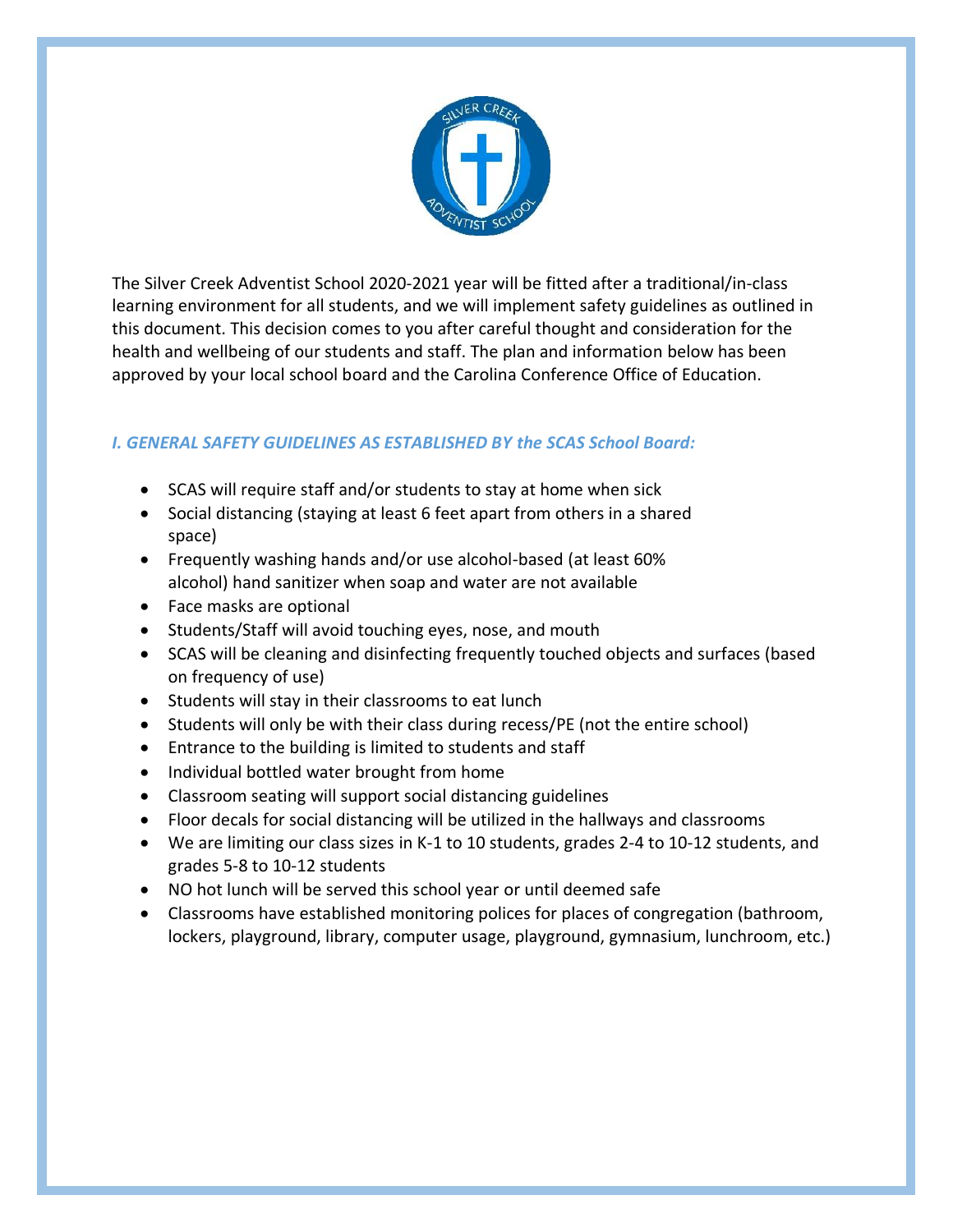The Silver Creek Adventist School 2020-2021 year will be fitted after a traditional/in-class learning environment for all students, and we will implement safety guidelines as outlined in this document. This decision comes to you after careful thought and consideration for the health and wellbeing of our students and staff. The plan and information below has been approved by your local school board and the Carolina Conference Office of Education.

### *I. GENERAL SAFETY GUIDELINES AS ESTABLISHED BY the SCAS School Board:*

- SCAS will require staff and/or students to stay at home when sick
- Social distancing (staying at least 6 feet apart from others in a shared space)
- Frequently washing hands and/or use alcohol-based (at least 60% alcohol) hand sanitizer when soap and water are not available
- Face masks are optional
- Students/Staff will avoid touching eyes, nose, and mouth
- SCAS will be cleaning and disinfecting frequently touched objects and surfaces (based on frequency of use)
- Students will stay in their classrooms to eat lunch
- Students will only be with their class during recess/PE (not the entire school)
- Entrance to the building is limited to students and staff
- Individual bottled water brought from home
- Classroom seating will support social distancing guidelines
- Floor decals for social distancing will be utilized in the hallways and classrooms
- We are limiting our class sizes in K-1 to 10 students, grades 2-4 to 10-12 students, and grades 5-8 to 10-12 students
- NO hot lunch will be served this school year or until deemed safe
- Classrooms have established monitoring polices for places of congregation (bathroom, lockers, playground, library, computer usage, playground, gymnasium, lunchroom, etc.)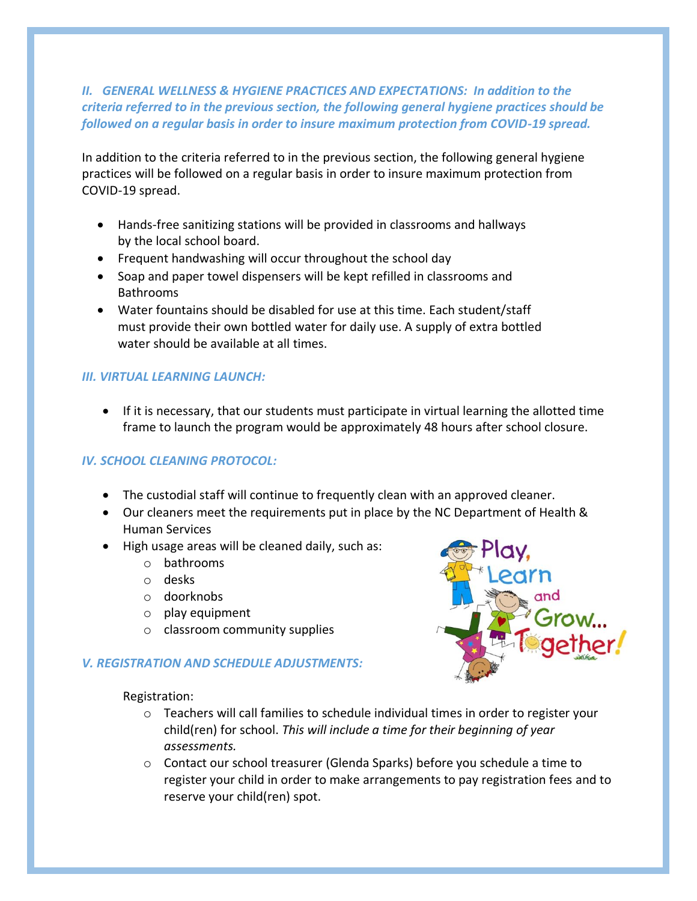## *II. GENERAL WELLNESS & HYGIENE PRACTICES AND EXPECTATIONS: In addition to the criteria referred to in the previous section, the following general hygiene practices should be followed on a regular basis in order to insure maximum protection from COVID-19 spread.*

In addition to the criteria referred to in the previous section, the following general hygiene practices will be followed on a regular basis in order to insure maximum protection from COVID-19 spread.

- Hands-free sanitizing stations will be provided in classrooms and hallways by the local school board.
- Frequent handwashing will occur throughout the school day
- Soap and paper towel dispensers will be kept refilled in classrooms and Bathrooms
- Water fountains should be disabled for use at this time. Each student/staff must provide their own bottled water for daily use. A supply of extra bottled water should be available at all times.

## *III. VIRTUAL LEARNING LAUNCH:*

- If it is necessary, that our students must participate in virtual learning the allotted time frame to launch the program would be approximately 48 hours after school closure.

## *IV. SCHOOL CLEANING PROTOCOL:*

- The custodial staff will continue to frequently clean with an approved cleaner.
- Our cleaners meet the requirements put in place by the NC Department of Health & Human Services
- High usage areas will be cleaned daily, such as:
  - bathrooms
  - desks
  - doorknobs
  - play equipment
  - classroom community supplies

## *V. REGISTRATION AND SCHEDULE ADJUSTMENTS:*

Registration:

- Teachers will call families to schedule individual times in order to register your child(ren) for school. *This will include a time for their beginning of year assessments.*
- Contact our school treasurer (Glenda Sparks) before you schedule a time to register your child in order to make arrangements to pay registration fees and to reserve your child(ren) spot.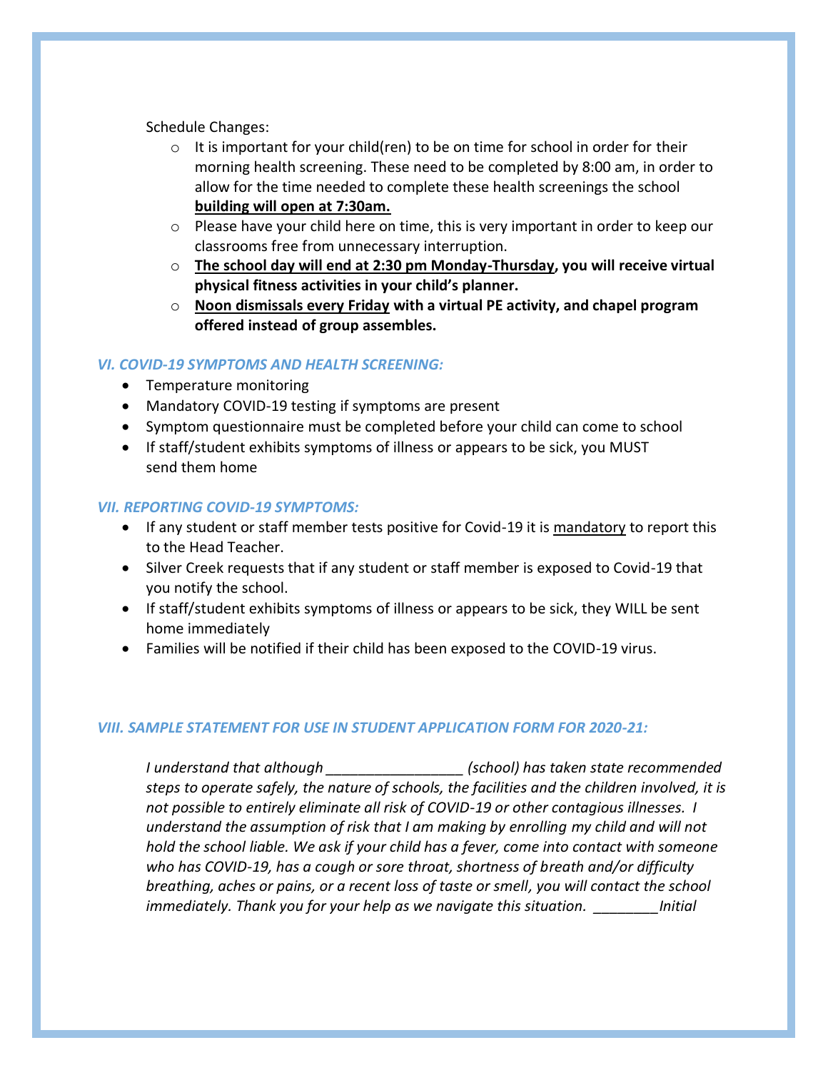Schedule Changes:

- It is important for your child(ren) to be on time for school in order for their morning health screening. These need to be completed by 8:00 am, in order to allow for the time needed to complete these health screenings the school **building will open at 7:30am.**
- Please have your child here on time, this is very important in order to keep our classrooms free from unnecessary interruption.
- **The school day will end at 2:30 pm Monday-Thursday, you will receive virtual physical fitness activities in your child's planner.**
- **Noon dismissals every Friday with a virtual PE activity, and chapel program offered instead of group assembles.**

### *VI. COVID-19 SYMPTOMS AND HEALTH SCREENING:*

- Temperature monitoring
- Mandatory COVID-19 testing if symptoms are present
- Symptom questionnaire must be completed before your child can come to school
- If staff/student exhibits symptoms of illness or appears to be sick, you MUST send them home

### *VII. REPORTING COVID-19 SYMPTOMS:*

- If any student or staff member tests positive for Covid-19 it is mandatory to report this to the Head Teacher.
- Silver Creek requests that if any student or staff member is exposed to Covid-19 that you notify the school.
- If staff/student exhibits symptoms of illness or appears to be sick, they WILL be sent home immediately
- Families will be notified if their child has been exposed to the COVID-19 virus.

### *VIII. SAMPLE STATEMENT FOR USE IN STUDENT APPLICATION FORM FOR 2020-21:*

*I understand that although _________________ (school) has taken state recommended steps to operate safely, the nature of schools, the facilities and the children involved, it is not possible to entirely eliminate all risk of COVID-19 or other contagious illnesses. I understand the assumption of risk that I am making by enrolling my child and will not hold the school liable. We ask if your child has a fever, come into contact with someone who has COVID-19, has a cough or sore throat, shortness of breath and/or difficulty breathing, aches or pains, or a recent loss of taste or smell, you will contact the school immediately. Thank you for your help as we navigate this situation. ________Initial*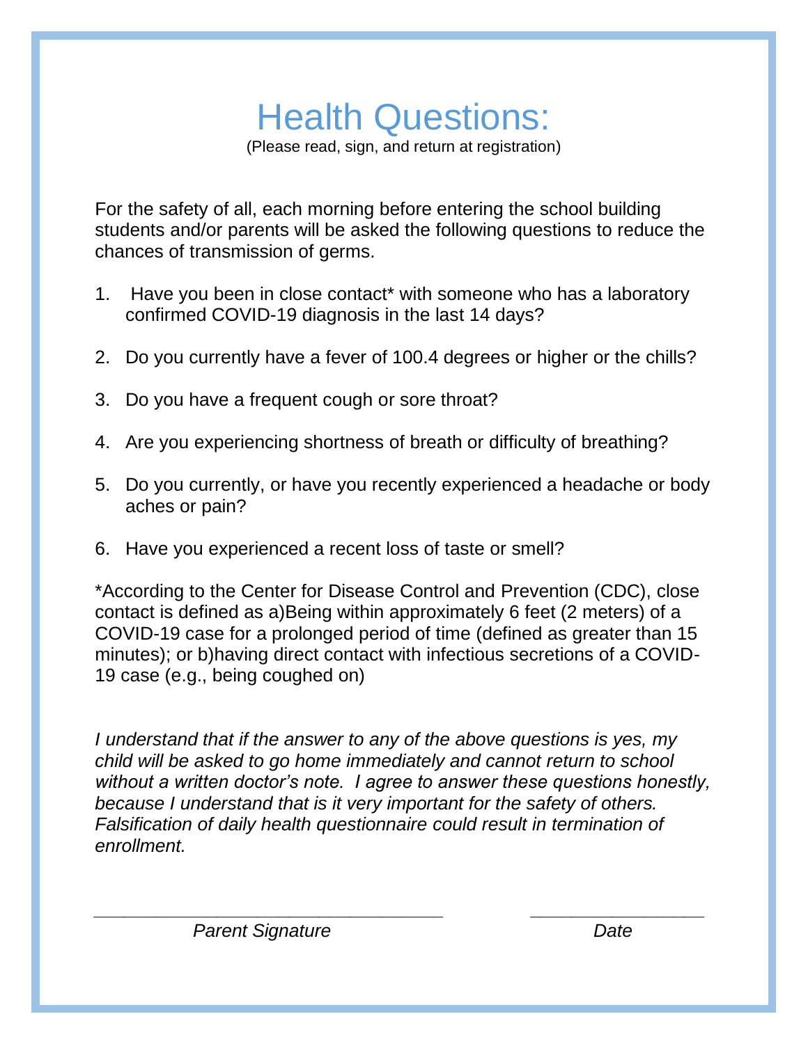# Health Questions:

(Please read, sign, and return at registration)

For the safety of all, each morning before entering the school building students and/or parents will be asked the following questions to reduce the chances of transmission of germs.

1. Have you been in close contact* with someone who has a laboratory confirmed COVID-19 diagnosis in the last 14 days?

2. Do you currently have a fever of 100.4 degrees or higher or the chills?

3. Do you have a frequent cough or sore throat?

4. Are you experiencing shortness of breath or difficulty of breathing?

5. Do you currently, or have you recently experienced a headache or body aches or pain?

6. Have you experienced a recent loss of taste or smell?

*According to the Center for Disease Control and Prevention (CDC), close contact is defined as a)Being within approximately 6 feet (2 meters) of a COVID-19 case for a prolonged period of time (defined as greater than 15 minutes); or b)having direct contact with infectious secretions of a COVID-19 case (e.g., being coughed on)

*I understand that if the answer to any of the above questions is yes, my child will be asked to go home immediately and cannot return to school without a written doctor's note. I agree to answer these questions honestly, because I understand that is it very important for the safety of others. Falsification of daily health questionnaire could result in termination of enrollment.*

\_\_\_\_\_\_\_\_\_\_\_\_\_\_\_\_\_\_\_\_\_\_\_\_\_\_\_\_\_\_\_\_\_\_\_\_ \_\_\_\_\_\_\_\_\_\_\_\_\_\_\_\_\_\_

*Parent Signature* *Date*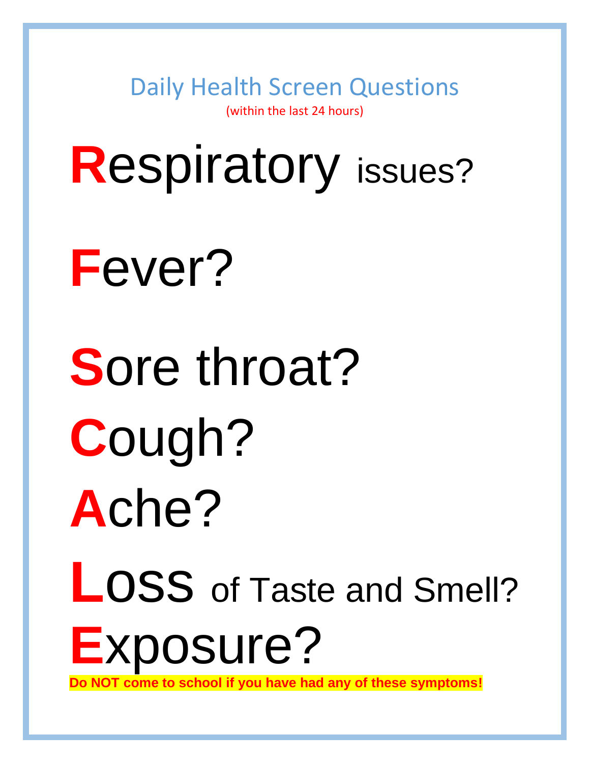# Daily Health Screen Questions

(within the last 24 hours)

**R**espiratory issues?

**F**ever?

**S**ore throat?

**C**ough?

**A**che?

**L**oss of Taste and Smell?

**E**xposure?

**Do NOT come to school if you have had any of these symptoms!**